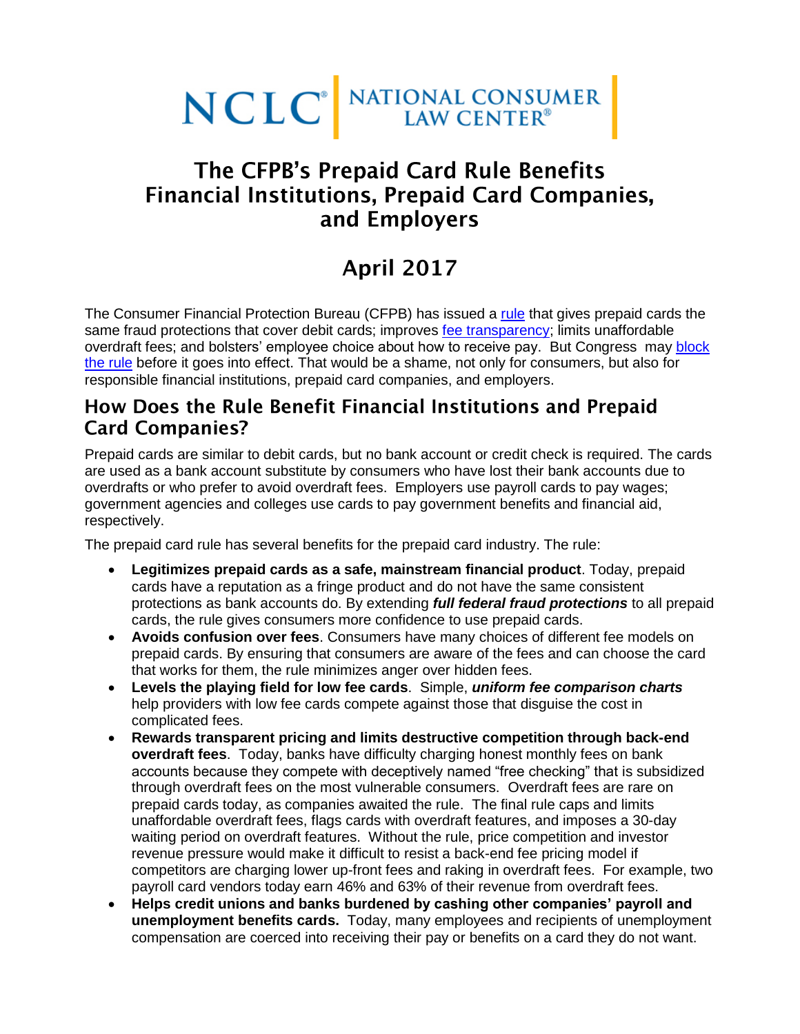NCLC® NATIONAL CONSUMER LAW CENTER®

# The CFPB's Prepaid Card Rule Benefits Financial Institutions, Prepaid Card Companies, and Employers

# April 2017

The Consumer Financial Protection Bureau (CFPB) has issued a [rule](rule) that gives prepaid cards the same fraud protections that cover debit cards; improves [fee transparency](fee transparency); limits unaffordable overdraft fees; and bolsters' employee choice about how to receive pay. But Congress may [block the rule](block the rule) before it goes into effect. That would be a shame, not only for consumers, but also for responsible financial institutions, prepaid card companies, and employers.

## How Does the Rule Benefit Financial Institutions and Prepaid Card Companies?

Prepaid cards are similar to debit cards, but no bank account or credit check is required. The cards are used as a bank account substitute by consumers who have lost their bank accounts due to overdrafts or who prefer to avoid overdraft fees. Employers use payroll cards to pay wages; government agencies and colleges use cards to pay government benefits and financial aid, respectively.

The prepaid card rule has several benefits for the prepaid card industry. The rule:

- **Legitimizes prepaid cards as a safe, mainstream financial product**. Today, prepaid cards have a reputation as a fringe product and do not have the same consistent protections as bank accounts do. By extending ***full federal fraud protections*** to all prepaid cards, the rule gives consumers more confidence to use prepaid cards.
- **Avoids confusion over fees**. Consumers have many choices of different fee models on prepaid cards. By ensuring that consumers are aware of the fees and can choose the card that works for them, the rule minimizes anger over hidden fees.
- **Levels the playing field for low fee cards**. Simple, ***uniform fee comparison charts*** help providers with low fee cards compete against those that disguise the cost in complicated fees.
- **Rewards transparent pricing and limits destructive competition through back-end overdraft fees**. Today, banks have difficulty charging honest monthly fees on bank accounts because they compete with deceptively named "free checking" that is subsidized through overdraft fees on the most vulnerable consumers. Overdraft fees are rare on prepaid cards today, as companies awaited the rule. The final rule caps and limits unaffordable overdraft fees, flags cards with overdraft features, and imposes a 30-day waiting period on overdraft features. Without the rule, price competition and investor revenue pressure would make it difficult to resist a back-end fee pricing model if competitors are charging lower up-front fees and raking in overdraft fees. For example, two payroll card vendors today earn 46% and 63% of their revenue from overdraft fees.
- **Helps credit unions and banks burdened by cashing other companies' payroll and unemployment benefits cards.** Today, many employees and recipients of unemployment compensation are coerced into receiving their pay or benefits on a card they do not want.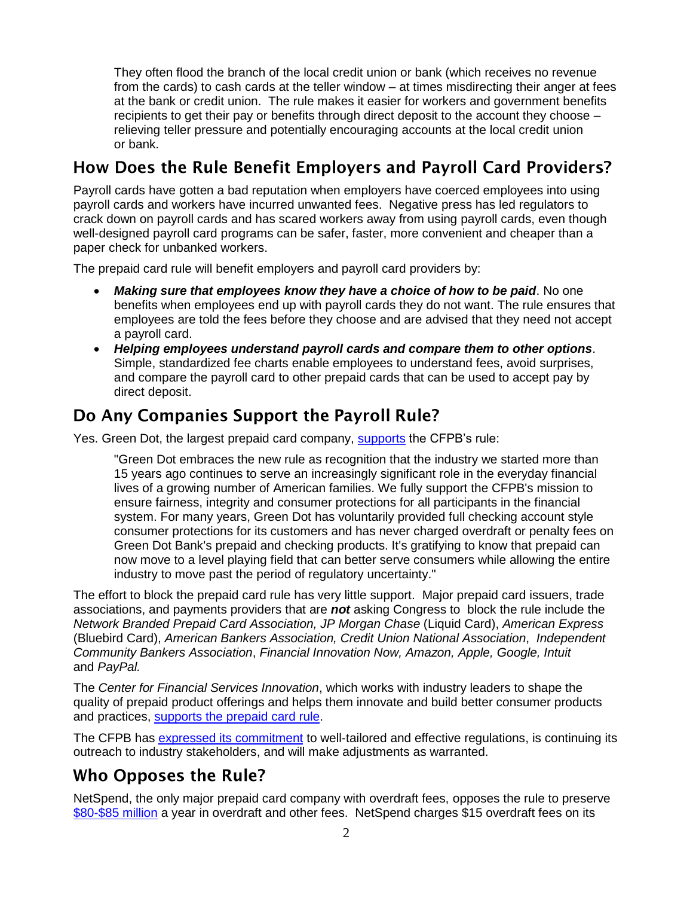They often flood the branch of the local credit union or bank (which receives no revenue from the cards) to cash cards at the teller window – at times misdirecting their anger at fees at the bank or credit union. The rule makes it easier for workers and government benefits recipients to get their pay or benefits through direct deposit to the account they choose – relieving teller pressure and potentially encouraging accounts at the local credit union or bank.

## How Does the Rule Benefit Employers and Payroll Card Providers?

Payroll cards have gotten a bad reputation when employers have coerced employees into using payroll cards and workers have incurred unwanted fees. Negative press has led regulators to crack down on payroll cards and has scared workers away from using payroll cards, even though well-designed payroll card programs can be safer, faster, more convenient and cheaper than a paper check for unbanked workers.

The prepaid card rule will benefit employers and payroll card providers by:

- ***Making sure that employees know they have a choice of how to be paid***. No one benefits when employees end up with payroll cards they do not want. The rule ensures that employees are told the fees before they choose and are advised that they need not accept a payroll card.
- ***Helping employees understand payroll cards and compare them to other options***. Simple, standardized fee charts enable employees to understand fees, avoid surprises, and compare the payroll card to other prepaid cards that can be used to accept pay by direct deposit.

## Do Any Companies Support the Payroll Rule?

Yes. Green Dot, the largest prepaid card company, supports the CFPB's rule:

> "Green Dot embraces the new rule as recognition that the industry we started more than 15 years ago continues to serve an increasingly significant role in the everyday financial lives of a growing number of American families. We fully support the CFPB's mission to ensure fairness, integrity and consumer protections for all participants in the financial system. For many years, Green Dot has voluntarily provided full checking account style consumer protections for its customers and has never charged overdraft or penalty fees on Green Dot Bank's prepaid and checking products. It's gratifying to know that prepaid can now move to a level playing field that can better serve consumers while allowing the entire industry to move past the period of regulatory uncertainty."

The effort to block the prepaid card rule has very little support. Major prepaid card issuers, trade associations, and payments providers that are ***not*** asking Congress to block the rule include the *Network Branded Prepaid Card Association, JP Morgan Chase* (Liquid Card), *American Express* (Bluebird Card), *American Bankers Association, Credit Union National Association*, *Independent Community Bankers Association*, *Financial Innovation Now, Amazon, Apple, Google, Intuit* and *PayPal.*

The *Center for Financial Services Innovation*, which works with industry leaders to shape the quality of prepaid product offerings and helps them innovate and build better consumer products and practices, supports the prepaid card rule.

The CFPB has expressed its commitment to well-tailored and effective regulations, is continuing its outreach to industry stakeholders, and will make adjustments as warranted.

## Who Opposes the Rule?

NetSpend, the only major prepaid card company with overdraft fees, opposes the rule to preserve $80-$85 million a year in overdraft and other fees. NetSpend charges $15 overdraft fees on its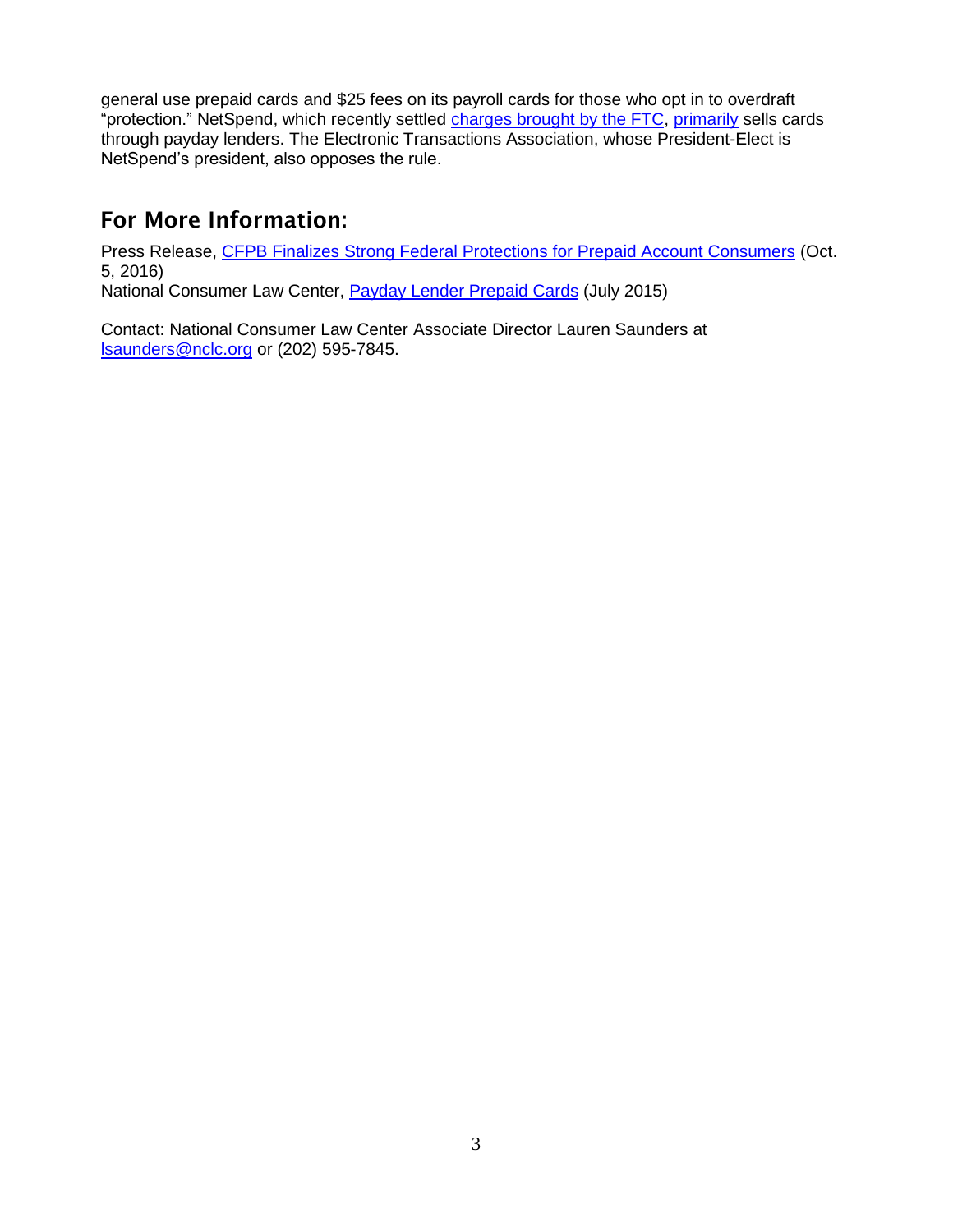general use prepaid cards and $25 fees on its payroll cards for those who opt in to overdraft "protection." NetSpend, which recently settled charges brought by the FTC, primarily sells cards through payday lenders. The Electronic Transactions Association, whose President-Elect is NetSpend's president, also opposes the rule.

## For More Information:

Press Release, CFPB Finalizes Strong Federal Protections for Prepaid Account Consumers (Oct. 5, 2016)
National Consumer Law Center, Payday Lender Prepaid Cards (July 2015)

Contact: National Consumer Law Center Associate Director Lauren Saunders at lsaunders@nclc.org or (202) 595-7845.